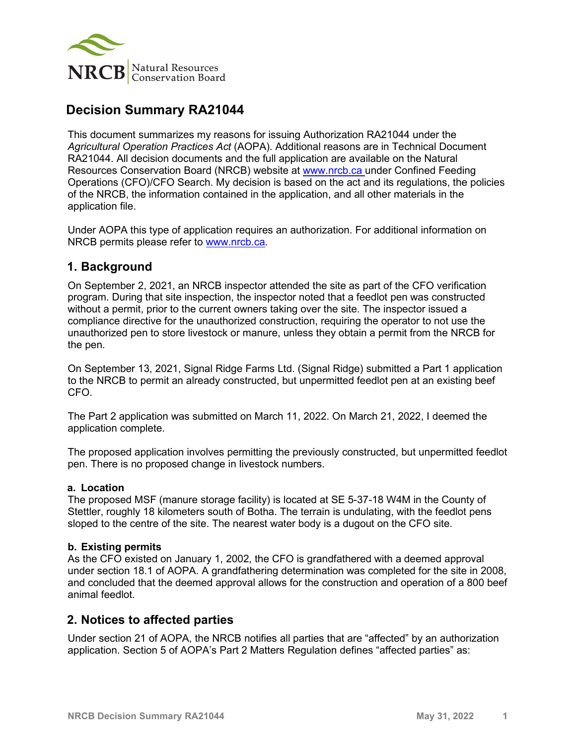# Decision Summary RA21044

This document summarizes my reasons for issuing Authorization RA21044 under the *Agricultural Operation Practices Act* (AOPA). Additional reasons are in Technical Document RA21044. All decision documents and the full application are available on the Natural Resources Conservation Board (NRCB) website at www.nrcb.ca under Confined Feeding Operations (CFO)/CFO Search. My decision is based on the act and its regulations, the policies of the NRCB, the information contained in the application, and all other materials in the application file.

Under AOPA this type of application requires an authorization. For additional information on NRCB permits please refer to www.nrcb.ca.

## 1. Background

On September 2, 2021, an NRCB inspector attended the site as part of the CFO verification program. During that site inspection, the inspector noted that a feedlot pen was constructed without a permit, prior to the current owners taking over the site. The inspector issued a compliance directive for the unauthorized construction, requiring the operator to not use the unauthorized pen to store livestock or manure, unless they obtain a permit from the NRCB for the pen.

On September 13, 2021, Signal Ridge Farms Ltd. (Signal Ridge) submitted a Part 1 application to the NRCB to permit an already constructed, but unpermitted feedlot pen at an existing beef CFO.

The Part 2 application was submitted on March 11, 2022. On March 21, 2022, I deemed the application complete.

The proposed application involves permitting the previously constructed, but unpermitted feedlot pen. There is no proposed change in livestock numbers.

### a. Location

The proposed MSF (manure storage facility) is located at SE 5-37-18 W4M in the County of Stettler, roughly 18 kilometers south of Botha. The terrain is undulating, with the feedlot pens sloped to the centre of the site. The nearest water body is a dugout on the CFO site.

### b. Existing permits

As the CFO existed on January 1, 2002, the CFO is grandfathered with a deemed approval under section 18.1 of AOPA. A grandfathering determination was completed for the site in 2008, and concluded that the deemed approval allows for the construction and operation of a 800 beef animal feedlot.

## 2. Notices to affected parties

Under section 21 of AOPA, the NRCB notifies all parties that are "affected" by an authorization application. Section 5 of AOPA's Part 2 Matters Regulation defines "affected parties" as: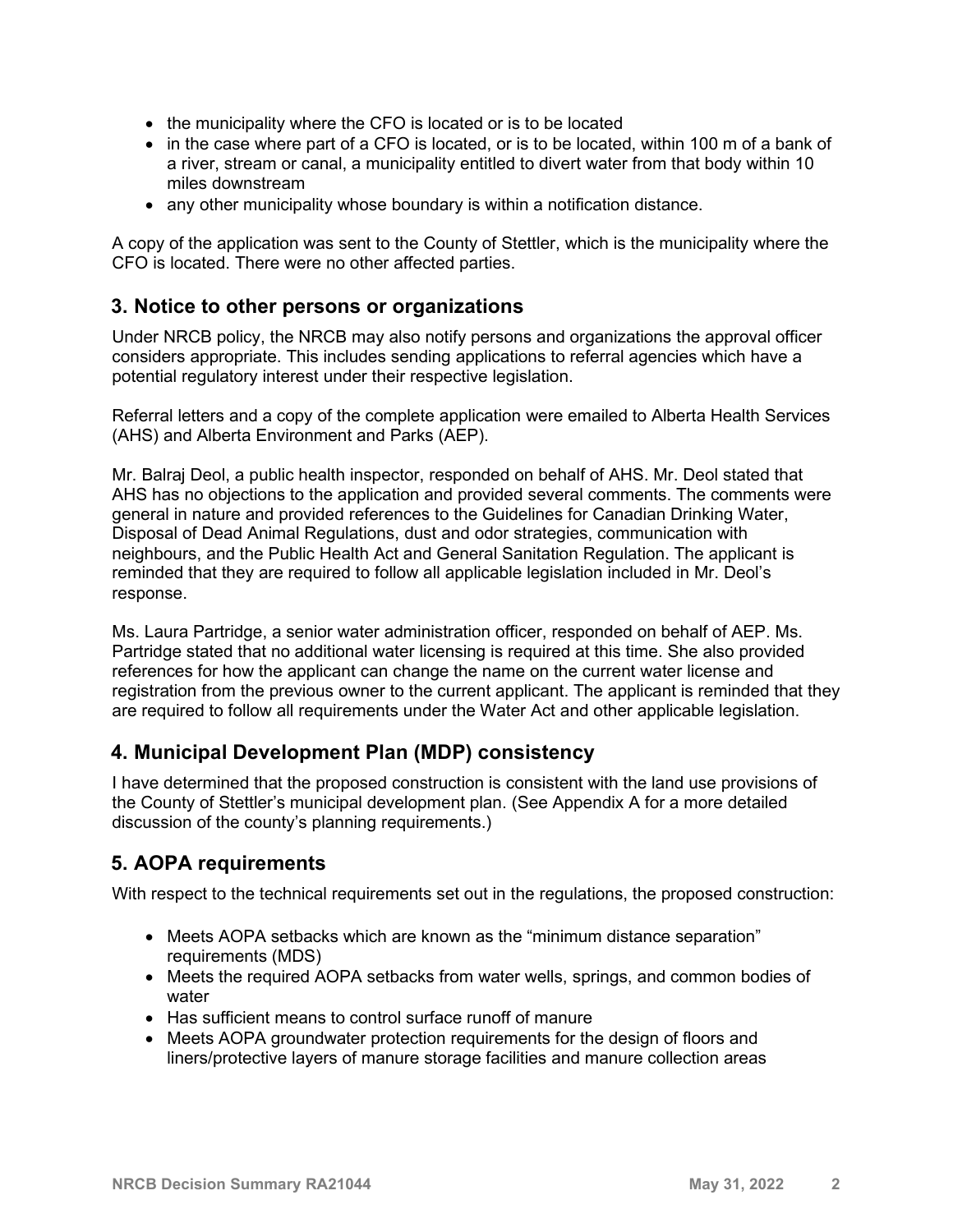- the municipality where the CFO is located or is to be located
- in the case where part of a CFO is located, or is to be located, within 100 m of a bank of a river, stream or canal, a municipality entitled to divert water from that body within 10 miles downstream
- any other municipality whose boundary is within a notification distance.

A copy of the application was sent to the County of Stettler, which is the municipality where the CFO is located. There were no other affected parties.

## 3. Notice to other persons or organizations

Under NRCB policy, the NRCB may also notify persons and organizations the approval officer considers appropriate. This includes sending applications to referral agencies which have a potential regulatory interest under their respective legislation.

Referral letters and a copy of the complete application were emailed to Alberta Health Services (AHS) and Alberta Environment and Parks (AEP).

Mr. Balraj Deol, a public health inspector, responded on behalf of AHS. Mr. Deol stated that AHS has no objections to the application and provided several comments. The comments were general in nature and provided references to the Guidelines for Canadian Drinking Water, Disposal of Dead Animal Regulations, dust and odor strategies, communication with neighbours, and the Public Health Act and General Sanitation Regulation. The applicant is reminded that they are required to follow all applicable legislation included in Mr. Deol's response.

Ms. Laura Partridge, a senior water administration officer, responded on behalf of AEP. Ms. Partridge stated that no additional water licensing is required at this time. She also provided references for how the applicant can change the name on the current water license and registration from the previous owner to the current applicant. The applicant is reminded that they are required to follow all requirements under the Water Act and other applicable legislation.

## 4. Municipal Development Plan (MDP) consistency

I have determined that the proposed construction is consistent with the land use provisions of the County of Stettler's municipal development plan. (See Appendix A for a more detailed discussion of the county's planning requirements.)

## 5. AOPA requirements

With respect to the technical requirements set out in the regulations, the proposed construction:

- Meets AOPA setbacks which are known as the "minimum distance separation" requirements (MDS)
- Meets the required AOPA setbacks from water wells, springs, and common bodies of water
- Has sufficient means to control surface runoff of manure
- Meets AOPA groundwater protection requirements for the design of floors and liners/protective layers of manure storage facilities and manure collection areas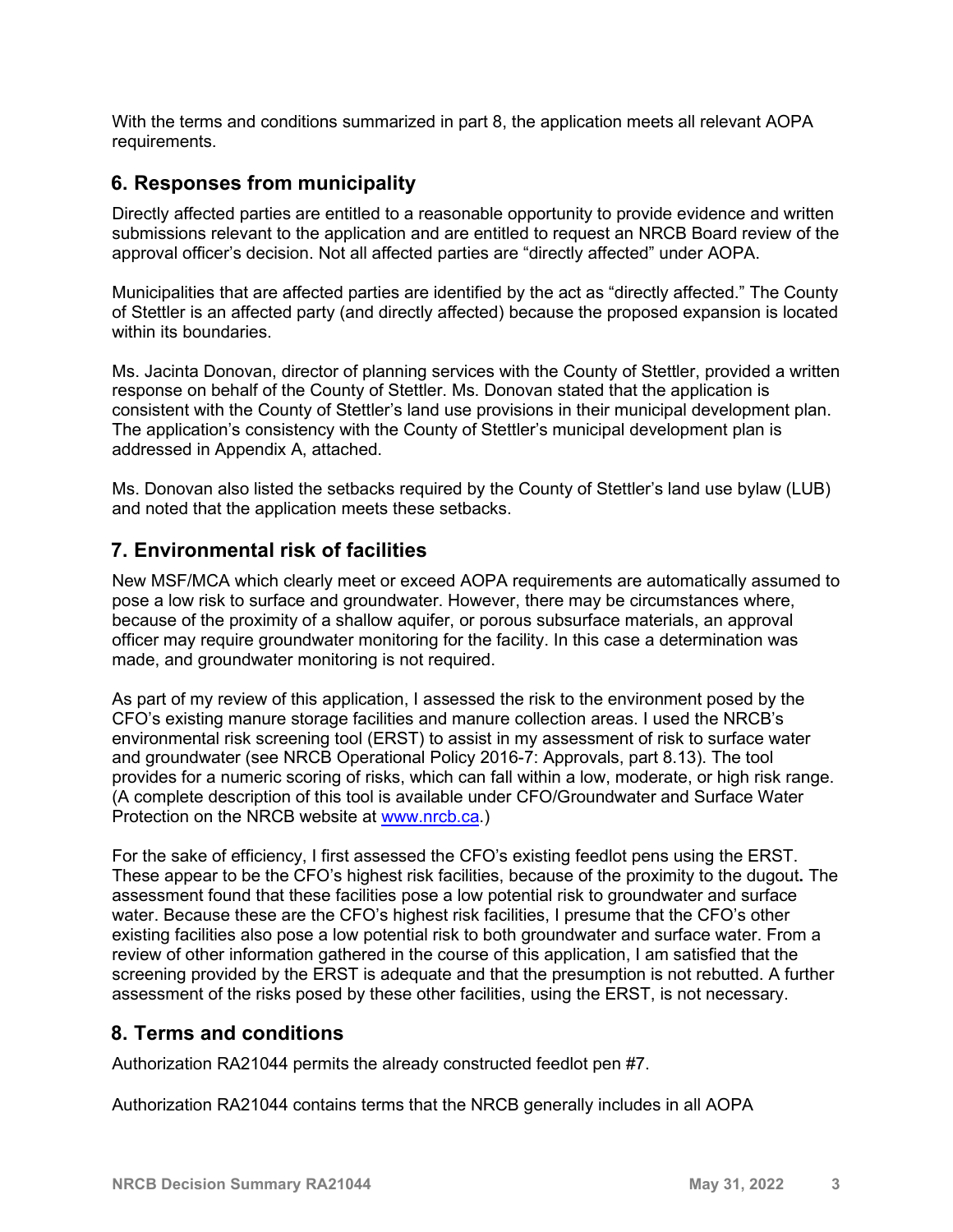With the terms and conditions summarized in part 8, the application meets all relevant AOPA requirements.

## 6. Responses from municipality

Directly affected parties are entitled to a reasonable opportunity to provide evidence and written submissions relevant to the application and are entitled to request an NRCB Board review of the approval officer's decision. Not all affected parties are "directly affected" under AOPA.

Municipalities that are affected parties are identified by the act as "directly affected." The County of Stettler is an affected party (and directly affected) because the proposed expansion is located within its boundaries.

Ms. Jacinta Donovan, director of planning services with the County of Stettler, provided a written response on behalf of the County of Stettler. Ms. Donovan stated that the application is consistent with the County of Stettler's land use provisions in their municipal development plan. The application's consistency with the County of Stettler's municipal development plan is addressed in Appendix A, attached.

Ms. Donovan also listed the setbacks required by the County of Stettler's land use bylaw (LUB) and noted that the application meets these setbacks.

## 7. Environmental risk of facilities

New MSF/MCA which clearly meet or exceed AOPA requirements are automatically assumed to pose a low risk to surface and groundwater. However, there may be circumstances where, because of the proximity of a shallow aquifer, or porous subsurface materials, an approval officer may require groundwater monitoring for the facility. In this case a determination was made, and groundwater monitoring is not required.

As part of my review of this application, I assessed the risk to the environment posed by the CFO's existing manure storage facilities and manure collection areas. I used the NRCB's environmental risk screening tool (ERST) to assist in my assessment of risk to surface water and groundwater (see NRCB Operational Policy 2016-7: Approvals, part 8.13). The tool provides for a numeric scoring of risks, which can fall within a low, moderate, or high risk range. (A complete description of this tool is available under CFO/Groundwater and Surface Water Protection on the NRCB website at www.nrcb.ca.)

For the sake of efficiency, I first assessed the CFO's existing feedlot pens using the ERST. These appear to be the CFO's highest risk facilities, because of the proximity to the dugout**.** The assessment found that these facilities pose a low potential risk to groundwater and surface water. Because these are the CFO's highest risk facilities, I presume that the CFO's other existing facilities also pose a low potential risk to both groundwater and surface water. From a review of other information gathered in the course of this application, I am satisfied that the screening provided by the ERST is adequate and that the presumption is not rebutted. A further assessment of the risks posed by these other facilities, using the ERST, is not necessary.

## 8. Terms and conditions

Authorization RA21044 permits the already constructed feedlot pen #7.

Authorization RA21044 contains terms that the NRCB generally includes in all AOPA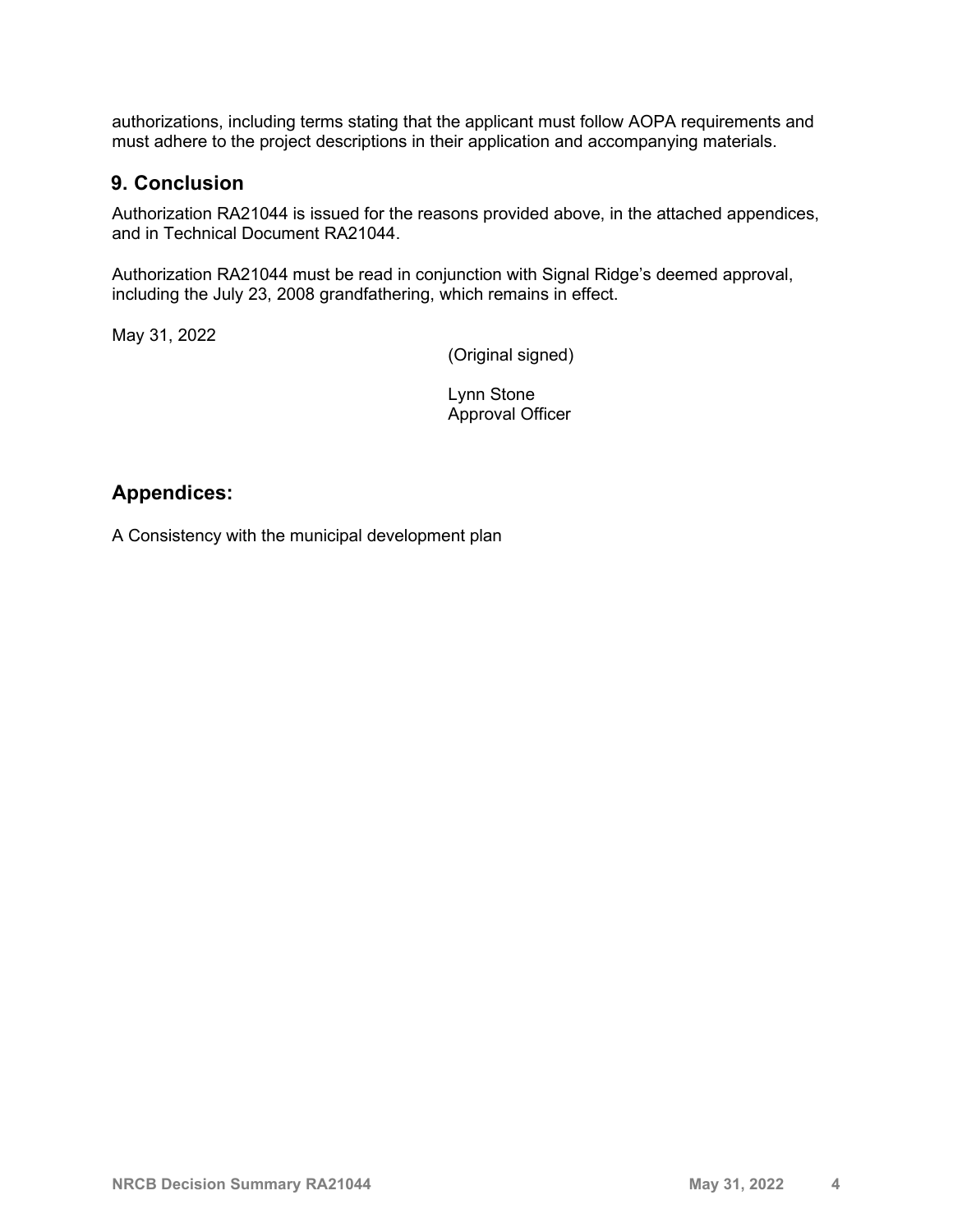authorizations, including terms stating that the applicant must follow AOPA requirements and must adhere to the project descriptions in their application and accompanying materials.

## 9. Conclusion

Authorization RA21044 is issued for the reasons provided above, in the attached appendices, and in Technical Document RA21044.

Authorization RA21044 must be read in conjunction with Signal Ridge's deemed approval, including the July 23, 2008 grandfathering, which remains in effect.

May 31, 2022

(Original signed)

Lynn Stone
Approval Officer

## Appendices:

A Consistency with the municipal development plan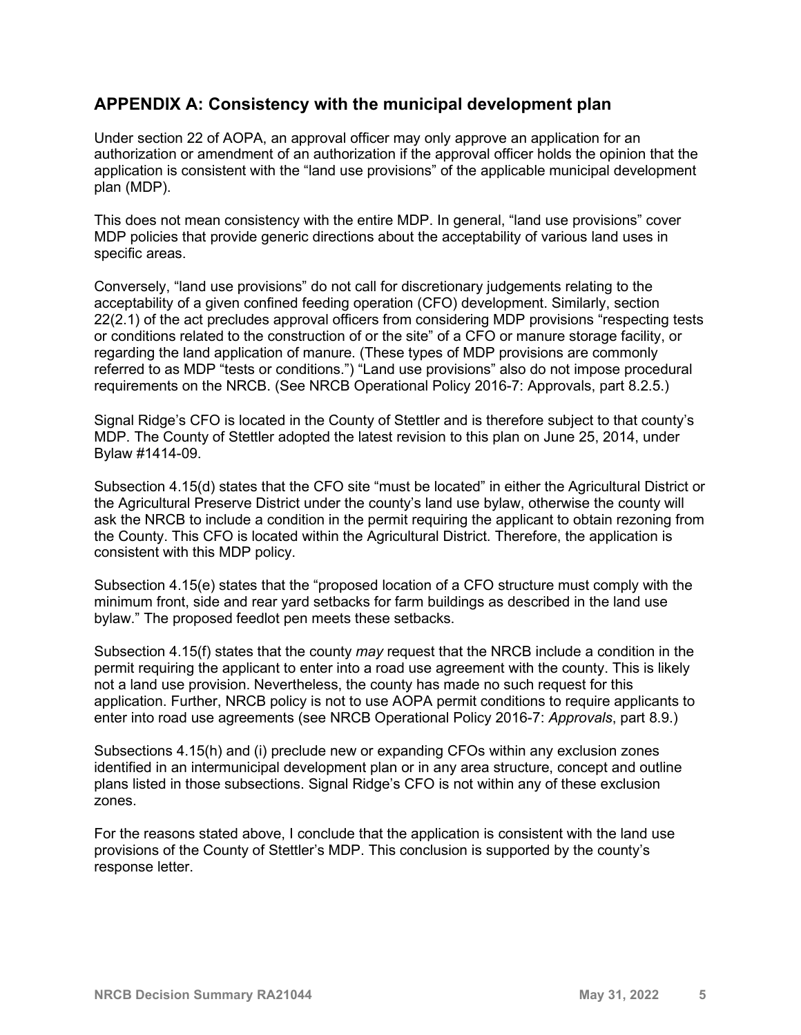## APPENDIX A: Consistency with the municipal development plan

Under section 22 of AOPA, an approval officer may only approve an application for an authorization or amendment of an authorization if the approval officer holds the opinion that the application is consistent with the "land use provisions" of the applicable municipal development plan (MDP).

This does not mean consistency with the entire MDP. In general, "land use provisions" cover MDP policies that provide generic directions about the acceptability of various land uses in specific areas.

Conversely, "land use provisions" do not call for discretionary judgements relating to the acceptability of a given confined feeding operation (CFO) development. Similarly, section 22(2.1) of the act precludes approval officers from considering MDP provisions "respecting tests or conditions related to the construction of or the site" of a CFO or manure storage facility, or regarding the land application of manure. (These types of MDP provisions are commonly referred to as MDP "tests or conditions.") "Land use provisions" also do not impose procedural requirements on the NRCB. (See NRCB Operational Policy 2016-7: Approvals, part 8.2.5.)

Signal Ridge's CFO is located in the County of Stettler and is therefore subject to that county's MDP. The County of Stettler adopted the latest revision to this plan on June 25, 2014, under Bylaw #1414-09.

Subsection 4.15(d) states that the CFO site "must be located" in either the Agricultural District or the Agricultural Preserve District under the county's land use bylaw, otherwise the county will ask the NRCB to include a condition in the permit requiring the applicant to obtain rezoning from the County. This CFO is located within the Agricultural District. Therefore, the application is consistent with this MDP policy.

Subsection 4.15(e) states that the "proposed location of a CFO structure must comply with the minimum front, side and rear yard setbacks for farm buildings as described in the land use bylaw." The proposed feedlot pen meets these setbacks.

Subsection 4.15(f) states that the county *may* request that the NRCB include a condition in the permit requiring the applicant to enter into a road use agreement with the county. This is likely not a land use provision. Nevertheless, the county has made no such request for this application. Further, NRCB policy is not to use AOPA permit conditions to require applicants to enter into road use agreements (see NRCB Operational Policy 2016-7: *Approvals*, part 8.9.)

Subsections 4.15(h) and (i) preclude new or expanding CFOs within any exclusion zones identified in an intermunicipal development plan or in any area structure, concept and outline plans listed in those subsections. Signal Ridge's CFO is not within any of these exclusion zones.

For the reasons stated above, I conclude that the application is consistent with the land use provisions of the County of Stettler's MDP. This conclusion is supported by the county's response letter.